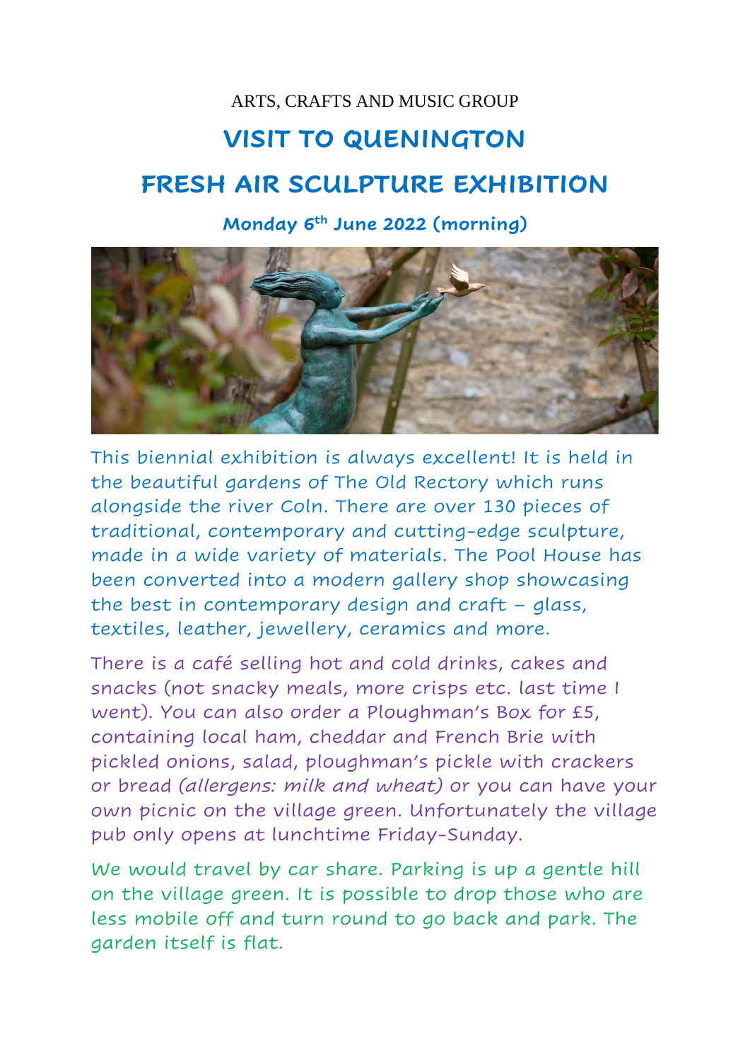ARTS, CRAFTS AND MUSIC GROUP

# VISIT TO QUENINGTON

# FRESH AIR SCULPTURE EXHIBITION

**Monday 6th June 2022 (morning)**

This biennial exhibition is always excellent! It is held in the beautiful gardens of The Old Rectory which runs alongside the river Coln. There are over 130 pieces of traditional, contemporary and cutting-edge sculpture, made in a wide variety of materials. The Pool House has been converted into a modern gallery shop showcasing the best in contemporary design and craft – glass, textiles, leather, jewellery, ceramics and more.

There is a café selling hot and cold drinks, cakes and snacks (not snacky meals, more crisps etc. last time I went). You can also order a Ploughman's Box for £5, containing local ham, cheddar and French Brie with pickled onions, salad, ploughman's pickle with crackers or bread *(allergens: milk and wheat)* or you can have your own picnic on the village green. Unfortunately the village pub only opens at lunchtime Friday-Sunday.

We would travel by car share. Parking is up a gentle hill on the village green. It is possible to drop those who are less mobile off and turn round to go back and park. The garden itself is flat.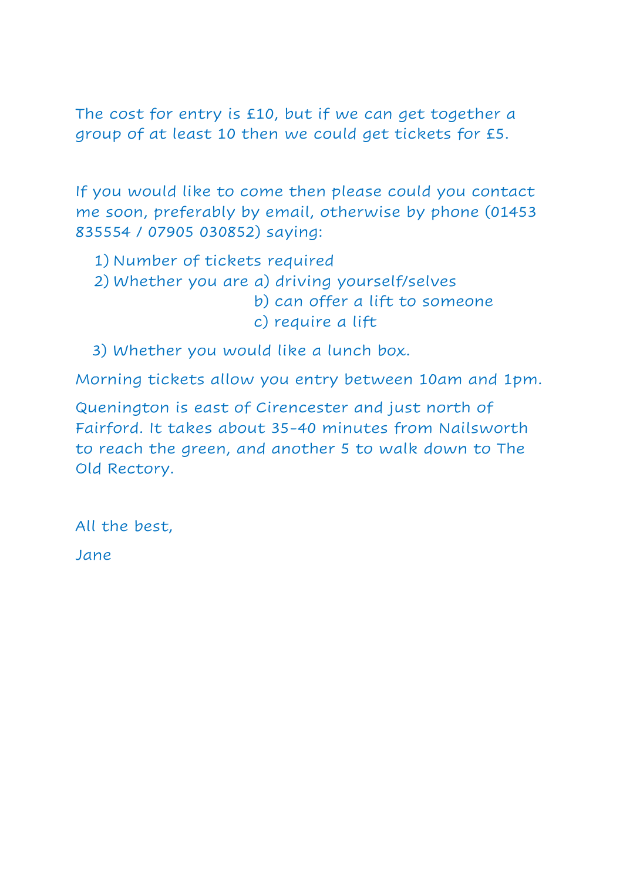The cost for entry is £10, but if we can get together a group of at least 10 then we could get tickets for £5.

If you would like to come then please could you contact me soon, preferably by email, otherwise by phone (01453 835554 / 07905 030852) saying:

1) Number of tickets required
2) Whether you are a) driving yourself/selves
   b) can offer a lift to someone
   c) require a lift
3) Whether you would like a lunch box.

Morning tickets allow you entry between 10am and 1pm.

Quenington is east of Cirencester and just north of Fairford. It takes about 35-40 minutes from Nailsworth to reach the green, and another 5 to walk down to The Old Rectory.

All the best,

Jane